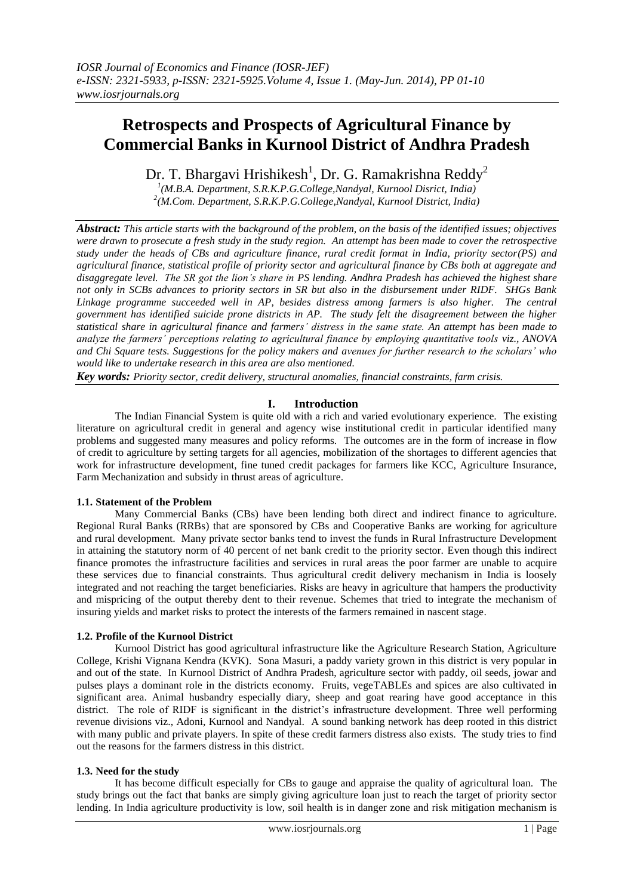# Retrospects and Prospects of Agricultural Finance by Commercial Banks in Kurnool District of Andhra Pradesh

Dr. T. Bhargavi Hrishikesh[1], Dr. G. Ramakrishna Reddy[2]

[1](M.B.A. Department, S.R.K.P.G.College,Nandyal, Kurnool Disrict, India)
[2](M.Com. Department, S.R.K.P.G.College,Nandyal, Kurnool District, India)

***Abstract:*** *This article starts with the background of the problem, on the basis of the identified issues; objectives were drawn to prosecute a fresh study in the study region. An attempt has been made to cover the retrospective study under the heads of CBs and agriculture finance, rural credit format in India, priority sector(PS) and agricultural finance, statistical profile of priority sector and agricultural finance by CBs both at aggregate and disaggregate level. The SR got the lion's share in PS lending. Andhra Pradesh has achieved the highest share not only in SCBs advances to priority sectors in SR but also in the disbursement under RIDF. SHGs Bank Linkage programme succeeded well in AP, besides distress among farmers is also higher. The central government has identified suicide prone districts in AP. The study felt the disagreement between the higher statistical share in agricultural finance and farmers' distress in the same state. An attempt has been made to analyze the farmers' perceptions relating to agricultural finance by employing quantitative tools viz., ANOVA and Chi Square tests. Suggestions for the policy makers and avenues for further research to the scholars' who would like to undertake research in this area are also mentioned.*

***Key words:*** *Priority sector, credit delivery, structural anomalies, financial constraints, farm crisis.*

## I. Introduction

The Indian Financial System is quite old with a rich and varied evolutionary experience. The existing literature on agricultural credit in general and agency wise institutional credit in particular identified many problems and suggested many measures and policy reforms. The outcomes are in the form of increase in flow of credit to agriculture by setting targets for all agencies, mobilization of the shortages to different agencies that work for infrastructure development, fine tuned credit packages for farmers like KCC, Agriculture Insurance, Farm Mechanization and subsidy in thrust areas of agriculture.

### 1.1. Statement of the Problem

Many Commercial Banks (CBs) have been lending both direct and indirect finance to agriculture. Regional Rural Banks (RRBs) that are sponsored by CBs and Cooperative Banks are working for agriculture and rural development. Many private sector banks tend to invest the funds in Rural Infrastructure Development in attaining the statutory norm of 40 percent of net bank credit to the priority sector. Even though this indirect finance promotes the infrastructure facilities and services in rural areas the poor farmer are unable to acquire these services due to financial constraints. Thus agricultural credit delivery mechanism in India is loosely integrated and not reaching the target beneficiaries. Risks are heavy in agriculture that hampers the productivity and mispricing of the output thereby dent to their revenue. Schemes that tried to integrate the mechanism of insuring yields and market risks to protect the interests of the farmers remained in nascent stage.

### 1.2. Profile of the Kurnool District

Kurnool District has good agricultural infrastructure like the Agriculture Research Station, Agriculture College, Krishi Vignana Kendra (KVK). Sona Masuri, a paddy variety grown in this district is very popular in and out of the state. In Kurnool District of Andhra Pradesh, agriculture sector with paddy, oil seeds, jowar and pulses plays a dominant role in the districts economy. Fruits, vegeTABLEs and spices are also cultivated in significant area. Animal husbandry especially diary, sheep and goat rearing have good acceptance in this district. The role of RIDF is significant in the district's infrastructure development. Three well performing revenue divisions viz., Adoni, Kurnool and Nandyal. A sound banking network has deep rooted in this district with many public and private players. In spite of these credit farmers distress also exists. The study tries to find out the reasons for the farmers distress in this district.

### 1.3. Need for the study

It has become difficult especially for CBs to gauge and appraise the quality of agricultural loan. The study brings out the fact that banks are simply giving agriculture loan just to reach the target of priority sector lending. In India agriculture productivity is low, soil health is in danger zone and risk mitigation mechanism is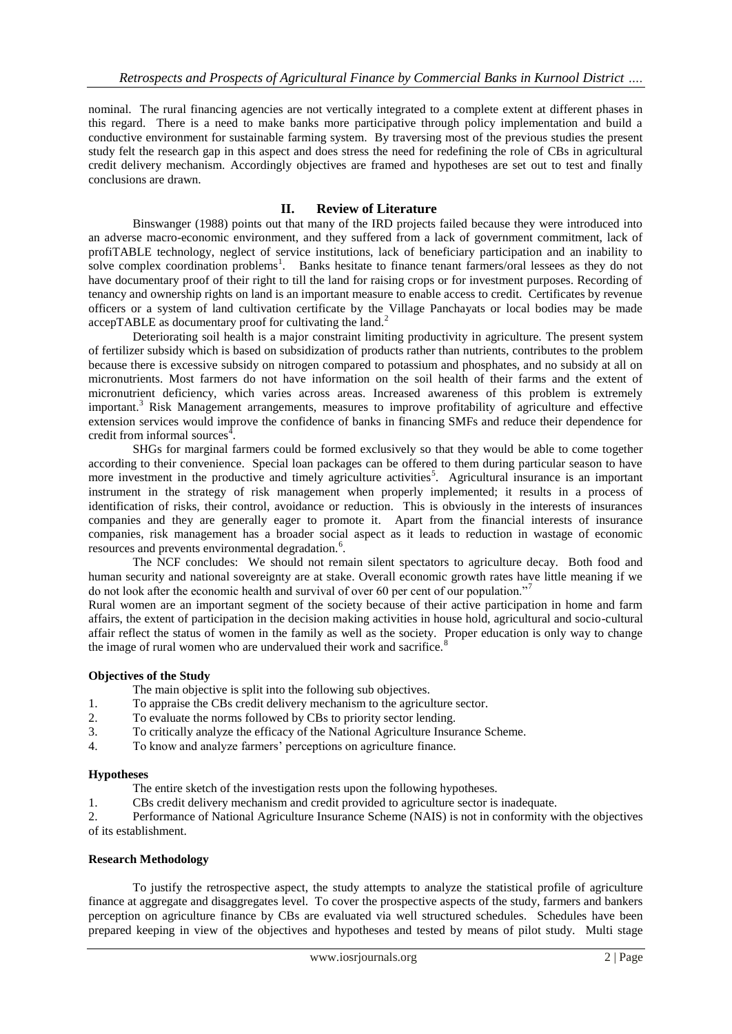nominal. The rural financing agencies are not vertically integrated to a complete extent at different phases in this regard. There is a need to make banks more participative through policy implementation and build a conductive environment for sustainable farming system. By traversing most of the previous studies the present study felt the research gap in this aspect and does stress the need for redefining the role of CBs in agricultural credit delivery mechanism. Accordingly objectives are framed and hypotheses are set out to test and finally conclusions are drawn.

## II. Review of Literature

Binswanger (1988) points out that many of the IRD projects failed because they were introduced into an adverse macro-economic environment, and they suffered from a lack of government commitment, lack of profiTABLE technology, neglect of service institutions, lack of beneficiary participation and an inability to solve complex coordination problems[1]. Banks hesitate to finance tenant farmers/oral lessees as they do not have documentary proof of their right to till the land for raising crops or for investment purposes. Recording of tenancy and ownership rights on land is an important measure to enable access to credit. Certificates by revenue officers or a system of land cultivation certificate by the Village Panchayats or local bodies may be made accepTABLE as documentary proof for cultivating the land.[2]

Deteriorating soil health is a major constraint limiting productivity in agriculture. The present system of fertilizer subsidy which is based on subsidization of products rather than nutrients, contributes to the problem because there is excessive subsidy on nitrogen compared to potassium and phosphates, and no subsidy at all on micronutrients. Most farmers do not have information on the soil health of their farms and the extent of micronutrient deficiency, which varies across areas. Increased awareness of this problem is extremely important.[3] Risk Management arrangements, measures to improve profitability of agriculture and effective extension services would improve the confidence of banks in financing SMFs and reduce their dependence for credit from informal sources[4].

SHGs for marginal farmers could be formed exclusively so that they would be able to come together according to their convenience. Special loan packages can be offered to them during particular season to have more investment in the productive and timely agriculture activities[5]. Agricultural insurance is an important instrument in the strategy of risk management when properly implemented; it results in a process of identification of risks, their control, avoidance or reduction. This is obviously in the interests of insurances companies and they are generally eager to promote it. Apart from the financial interests of insurance companies, risk management has a broader social aspect as it leads to reduction in wastage of economic resources and prevents environmental degradation.[6].

The NCF concludes: We should not remain silent spectators to agriculture decay. Both food and human security and national sovereignty are at stake. Overall economic growth rates have little meaning if we do not look after the economic health and survival of over 60 per cent of our population."[7]

Rural women are an important segment of the society because of their active participation in home and farm affairs, the extent of participation in the decision making activities in house hold, agricultural and socio-cultural affair reflect the status of women in the family as well as the society. Proper education is only way to change the image of rural women who are undervalued their work and sacrifice.[8]

### Objectives of the Study

The main objective is split into the following sub objectives.

1. To appraise the CBs credit delivery mechanism to the agriculture sector.
2. To evaluate the norms followed by CBs to priority sector lending.
3. To critically analyze the efficacy of the National Agriculture Insurance Scheme.
4. To know and analyze farmers' perceptions on agriculture finance.

### Hypotheses

The entire sketch of the investigation rests upon the following hypotheses.

1. CBs credit delivery mechanism and credit provided to agriculture sector is inadequate.
2. Performance of National Agriculture Insurance Scheme (NAIS) is not in conformity with the objectives of its establishment.

### Research Methodology

To justify the retrospective aspect, the study attempts to analyze the statistical profile of agriculture finance at aggregate and disaggregates level. To cover the prospective aspects of the study, farmers and bankers perception on agriculture finance by CBs are evaluated via well structured schedules. Schedules have been prepared keeping in view of the objectives and hypotheses and tested by means of pilot study. Multi stage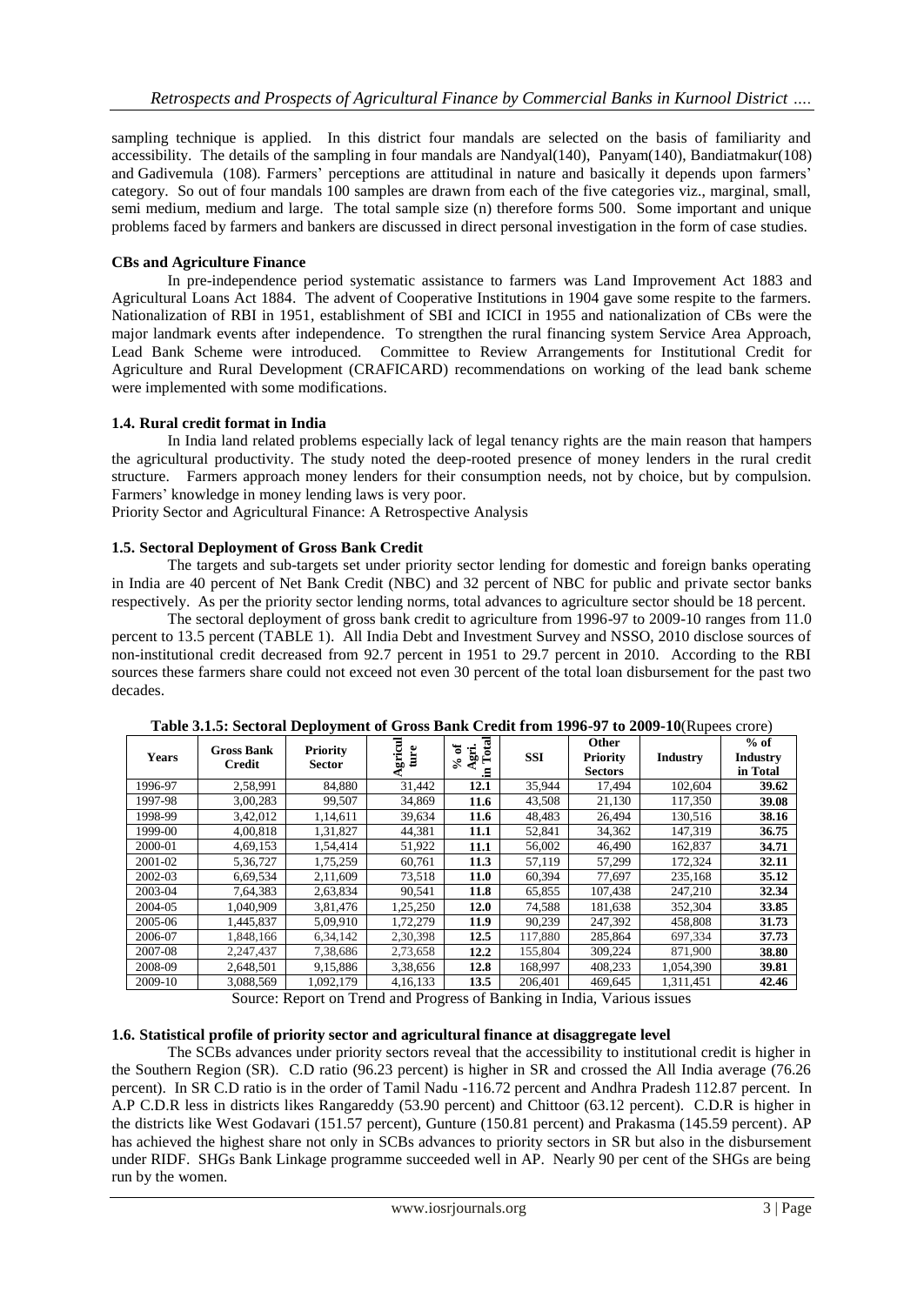sampling technique is applied. In this district four mandals are selected on the basis of familiarity and accessibility. The details of the sampling in four mandals are Nandyal(140), Panyam(140), Bandiatmakur(108) and Gadivemula (108). Farmers' perceptions are attitudinal in nature and basically it depends upon farmers' category. So out of four mandals 100 samples are drawn from each of the five categories viz., marginal, small, semi medium, medium and large. The total sample size (n) therefore forms 500. Some important and unique problems faced by farmers and bankers are discussed in direct personal investigation in the form of case studies.

**CBs and Agriculture Finance**

In pre-independence period systematic assistance to farmers was Land Improvement Act 1883 and Agricultural Loans Act 1884. The advent of Cooperative Institutions in 1904 gave some respite to the farmers. Nationalization of RBI in 1951, establishment of SBI and ICICI in 1955 and nationalization of CBs were the major landmark events after independence. To strengthen the rural financing system Service Area Approach, Lead Bank Scheme were introduced. Committee to Review Arrangements for Institutional Credit for Agriculture and Rural Development (CRAFICARD) recommendations on working of the lead bank scheme were implemented with some modifications.

**1.4. Rural credit format in India**

In India land related problems especially lack of legal tenancy rights are the main reason that hampers the agricultural productivity. The study noted the deep-rooted presence of money lenders in the rural credit structure. Farmers approach money lenders for their consumption needs, not by choice, but by compulsion. Farmers' knowledge in money lending laws is very poor.

Priority Sector and Agricultural Finance: A Retrospective Analysis

**1.5. Sectoral Deployment of Gross Bank Credit**

The targets and sub-targets set under priority sector lending for domestic and foreign banks operating in India are 40 percent of Net Bank Credit (NBC) and 32 percent of NBC for public and private sector banks respectively. As per the priority sector lending norms, total advances to agriculture sector should be 18 percent.

The sectoral deployment of gross bank credit to agriculture from 1996-97 to 2009-10 ranges from 11.0 percent to 13.5 percent (TABLE 1). All India Debt and Investment Survey and NSSO, 2010 disclose sources of non-institutional credit decreased from 92.7 percent in 1951 to 29.7 percent in 2010. According to the RBI sources these farmers share could not exceed not even 30 percent of the total loan disbursement for the past two decades.

**Table 3.1.5: Sectoral Deployment of Gross Bank Credit from 1996-97 to 2009-10**(Rupees crore)

| Years | Gross Bank Credit | Priority Sector | Agriculture | % of Agri. in Total | SSI | Other Priority Sectors | Industry | % of Industry in Total |
|---|---|---|---|---|---|---|---|---|
| 1996-97 | 2,58,991 | 84,880 | 31,442 | **12.1** | 35,944 | 17,494 | 102,604 | **39.62** |
| 1997-98 | 3,00,283 | 99,507 | 34,869 | **11.6** | 43,508 | 21,130 | 117,350 | **39.08** |
| 1998-99 | 3,42,012 | 1,14,611 | 39,634 | **11.6** | 48,483 | 26,494 | 130,516 | **38.16** |
| 1999-00 | 4,00,818 | 1,31,827 | 44,381 | **11.1** | 52,841 | 34,362 | 147,319 | **36.75** |
| 2000-01 | 4,69,153 | 1,54,414 | 51,922 | **11.1** | 56,002 | 46,490 | 162,837 | **34.71** |
| 2001-02 | 5,36,727 | 1,75,259 | 60,761 | **11.3** | 57,119 | 57,299 | 172,324 | **32.11** |
| 2002-03 | 6,69,534 | 2,11,609 | 73,518 | **11.0** | 60,394 | 77,697 | 235,168 | **35.12** |
| 2003-04 | 7,64,383 | 2,63,834 | 90,541 | **11.8** | 65,855 | 107,438 | 247,210 | **32.34** |
| 2004-05 | 1,040,909 | 3,81,476 | 1,25,250 | **12.0** | 74,588 | 181,638 | 352,304 | **33.85** |
| 2005-06 | 1,445,837 | 5,09,910 | 1,72,279 | **11.9** | 90,239 | 247,392 | 458,808 | **31.73** |
| 2006-07 | 1,848,166 | 6,34,142 | 2,30,398 | **12.5** | 117,880 | 285,864 | 697,334 | **37.73** |
| 2007-08 | 2,247,437 | 7,38,686 | 2,73,658 | **12.2** | 155,804 | 309,224 | 871,900 | **38.80** |
| 2008-09 | 2,648,501 | 9,15,886 | 3,38,656 | **12.8** | 168,997 | 408,233 | 1,054,390 | **39.81** |
| 2009-10 | 3,088,569 | 1,092,179 | 4,16,133 | **13.5** | 206,401 | 469,645 | 1,311,451 | **42.46** |

Source: Report on Trend and Progress of Banking in India, Various issues

**1.6. Statistical profile of priority sector and agricultural finance at disaggregate level**

The SCBs advances under priority sectors reveal that the accessibility to institutional credit is higher in the Southern Region (SR). C.D ratio (96.23 percent) is higher in SR and crossed the All India average (76.26 percent). In SR C.D ratio is in the order of Tamil Nadu -116.72 percent and Andhra Pradesh 112.87 percent. In A.P C.D.R less in districts likes Rangareddy (53.90 percent) and Chittoor (63.12 percent). C.D.R is higher in the districts like West Godavari (151.57 percent), Gunture (150.81 percent) and Prakasma (145.59 percent). AP has achieved the highest share not only in SCBs advances to priority sectors in SR but also in the disbursement under RIDF. SHGs Bank Linkage programme succeeded well in AP. Nearly 90 per cent of the SHGs are being run by the women.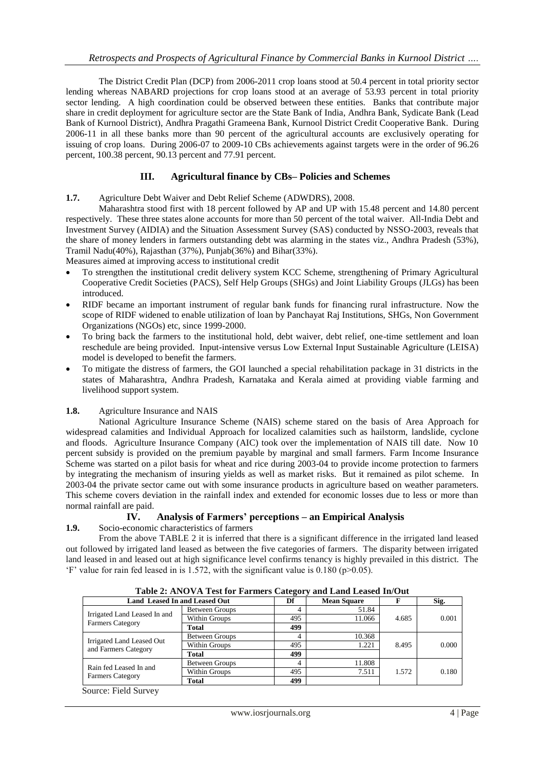The District Credit Plan (DCP) from 2006-2011 crop loans stood at 50.4 percent in total priority sector lending whereas NABARD projections for crop loans stood at an average of 53.93 percent in total priority sector lending. A high coordination could be observed between these entities. Banks that contribute major share in credit deployment for agriculture sector are the State Bank of India, Andhra Bank, Sydicate Bank (Lead Bank of Kurnool District), Andhra Pragathi Grameena Bank, Kurnool District Credit Cooperative Bank. During 2006-11 in all these banks more than 90 percent of the agricultural accounts are exclusively operating for issuing of crop loans. During 2006-07 to 2009-10 CBs achievements against targets were in the order of 96.26 percent, 100.38 percent, 90.13 percent and 77.91 percent.

## III. Agricultural finance by CBs– Policies and Schemes

**1.7.** Agriculture Debt Waiver and Debt Relief Scheme (ADWDRS), 2008.

Maharashtra stood first with 18 percent followed by AP and UP with 15.48 percent and 14.80 percent respectively. These three states alone accounts for more than 50 percent of the total waiver. All-India Debt and Investment Survey (AIDIA) and the Situation Assessment Survey (SAS) conducted by NSSO-2003, reveals that the share of money lenders in farmers outstanding debt was alarming in the states viz., Andhra Pradesh (53%), Tramil Nadu(40%), Rajasthan (37%), Punjab(36%) and Bihar(33%).

Measures aimed at improving access to institutional credit

- To strengthen the institutional credit delivery system KCC Scheme, strengthening of Primary Agricultural Cooperative Credit Societies (PACS), Self Help Groups (SHGs) and Joint Liability Groups (JLGs) has been introduced.
- RIDF became an important instrument of regular bank funds for financing rural infrastructure. Now the scope of RIDF widened to enable utilization of loan by Panchayat Raj Institutions, SHGs, Non Government Organizations (NGOs) etc, since 1999-2000.
- To bring back the farmers to the institutional hold, debt waiver, debt relief, one-time settlement and loan reschedule are being provided. Input-intensive versus Low External Input Sustainable Agriculture (LEISA) model is developed to benefit the farmers.
- To mitigate the distress of farmers, the GOI launched a special rehabilitation package in 31 districts in the states of Maharashtra, Andhra Pradesh, Karnataka and Kerala aimed at providing viable farming and livelihood support system.

**1.8.** Agriculture Insurance and NAIS

National Agriculture Insurance Scheme (NAIS) scheme stared on the basis of Area Approach for widespread calamities and Individual Approach for localized calamities such as hailstorm, landslide, cyclone and floods. Agriculture Insurance Company (AIC) took over the implementation of NAIS till date. Now 10 percent subsidy is provided on the premium payable by marginal and small farmers. Farm Income Insurance Scheme was started on a pilot basis for wheat and rice during 2003-04 to provide income protection to farmers by integrating the mechanism of insuring yields as well as market risks. But it remained as pilot scheme. In 2003-04 the private sector came out with some insurance products in agriculture based on weather parameters. This scheme covers deviation in the rainfall index and extended for economic losses due to less or more than normal rainfall are paid.

## IV. Analysis of Farmers' perceptions – an Empirical Analysis

**1.9.** Socio-economic characteristics of farmers

From the above TABLE 2 it is inferred that there is a significant difference in the irrigated land leased out followed by irrigated land leased as between the five categories of farmers. The disparity between irrigated land leased in and leased out at high significance level confirms tenancy is highly prevailed in this district. The 'F' value for rain fed leased in is 1.572, with the significant value is 0.180 ($p>0.05$).

**Table 2: ANOVA Test for Farmers Category and Land Leased In/Out**

| Land Leased In and Leased Out | | Df | Mean Square | F | Sig. |
|---|---|---|---|---|---|
| Irrigated Land Leased In and Farmers Category | Between Groups | 4 | 51.84 | 4.685 | 0.001 |
| | Within Groups | 495 | 11.066 | | |
| | **Total** | **499** | | | |
| Irrigated Land Leased Out and Farmers Category | Between Groups | 4 | 10.368 | 8.495 | 0.000 |
| | Within Groups | 495 | 1.221 | | |
| | **Total** | **499** | | | |
| Rain fed Leased In and Farmers Category | Between Groups | 4 | 11.808 | 1.572 | 0.180 |
| | Within Groups | 495 | 7.511 | | |
| | **Total** | **499** | | | |

Source: Field Survey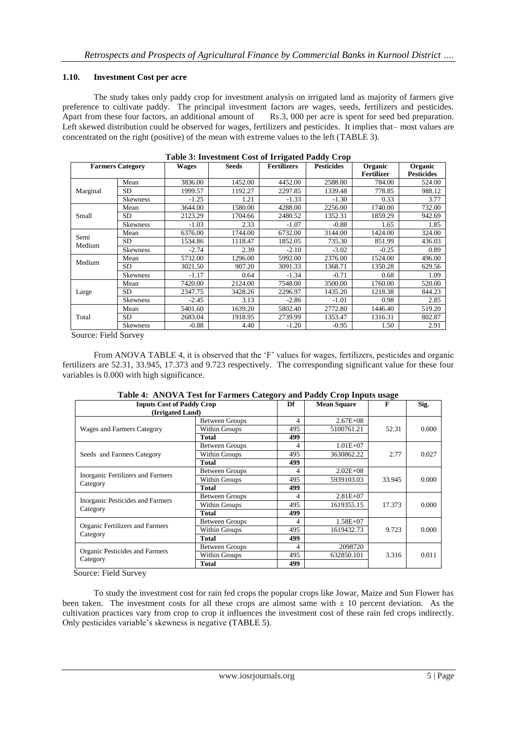### 1.10. Investment Cost per acre

The study takes only paddy crop for investment analysis on irrigated land as majority of farmers give preference to cultivate paddy. The principal investment factors are wages, seeds, fertilizers and pesticides. Apart from these four factors, an additional amount of Rs.3, 000 per acre is spent for seed bed preparation. Left skewed distribution could be observed for wages, fertilizers and pesticides. It implies that– most values are concentrated on the right (positive) of the mean with extreme values to the left (TABLE 3).

**Table 3: Investment Cost of Irrigated Paddy Crop**

| Farmers Category | | Wages | Seeds | Fertilizers | Pesticides | Organic Fertilizer | Organic Pesticides |
|---|---|---|---|---|---|---|---|
| Marginal | Mean | 3836.00 | 1452.00 | 4452.00 | 2588.00 | 784.00 | 524.00 |
| | SD | 1999.57 | 1192.27 | 2297.85 | 1339.48 | 778.85 | 988.12 |
| | Skewness | -1.25 | 1.21 | -1.33 | -1.30 | 0.33 | 3.77 |
| Small | Mean | 3644.00 | 1580.00 | 4288.00 | 2256.00 | 1740.00 | 732.00 |
| | SD | 2123.29 | 1704.66 | 2480.52 | 1352.31 | 1859.29 | 942.69 |
| | Skewness | -1.03 | 2.33 | -1.07 | -0.88 | 1.65 | 1.85 |
| Semi Medium | Mean | 6376.00 | 1744.00 | 6732.00 | 3144.00 | 1424.00 | 324.00 |
| | SD | 1534.86 | 1118.47 | 1852.05 | 735.30 | 851.99 | 436.03 |
| | Skewness | -2.74 | 2.39 | -2.10 | -3.02 | -0.25 | 0.89 |
| Medium | Mean | 5732.00 | 1296.00 | 5992.00 | 2376.00 | 1524.00 | 496.00 |
| | SD | 3021.50 | 907.20 | 3091.33 | 1368.71 | 1350.28 | 629.56 |
| | Skewness | -1.17 | 0.64 | -1.34 | -0.71 | 0.68 | 1.09 |
| Large | Mean | 7420.00 | 2124.00 | 7548.00 | 3500.00 | 1760.00 | 520.00 |
| | SD | 2347.75 | 3428.26 | 2296.97 | 1435.20 | 1218.38 | 844.23 |
| | Skewness | -2.45 | 3.13 | -2.86 | -1.01 | 0.98 | 2.85 |
| Total | Mean | 5401.60 | 1639.20 | 5802.40 | 2772.80 | 1446.40 | 519.20 |
| | SD | 2683.04 | 1918.95 | 2739.99 | 1353.47 | 1316.31 | 802.87 |
| | Skewness | -0.88 | 4.40 | -1.20 | -0.95 | 1.50 | 2.91 |

Source: Field Survey

From ANOVA TABLE 4, it is observed that the 'F' values for wages, fertilizers, pesticides and organic fertilizers are 52.31, 33.945, 17.373 and 9.723 respectively. The corresponding significant value for these four variables is 0.000 with high significance.

**Table 4: ANOVA Test for Farmers Category and Paddy Crop Inputs usage**

| Inputs Cost of Paddy Crop (Irrigated Land) | | Df | Mean Square | F | Sig. |
|---|---|---|---|---|---|
| Wages and Farmers Category | Between Groups | 4 | 2.67E+08 | 52.31 | 0.000 |
| | Within Groups | 495 | 5100761.21 | | |
| | **Total** | **499** | | | |
| Seeds and Farmers Category | Between Groups | 4 | 1.01E+07 | 2.77 | 0.027 |
| | Within Groups | 495 | 3630862.22 | | |
| | **Total** | **499** | | | |
| Inorganic Fertilizers and Farmers Category | Between Groups | 4 | 2.02E+08 | 33.945 | 0.000 |
| | Within Groups | 495 | 5939103.03 | | |
| | **Total** | **499** | | | |
| Inorganic Pesticides and Farmers Category | Between Groups | 4 | 2.81E+07 | 17.373 | 0.000 |
| | Within Groups | 495 | 1619355.15 | | |
| | **Total** | **499** | | | |
| Organic Fertilizers and Farmers Category | Between Groups | 4 | 1.58E+07 | 9.723 | 0.000 |
| | Within Groups | 495 | 1619432.73 | | |
| | **Total** | **499** | | | |
| Organic Pesticides and Farmers Category | Between Groups | 4 | 2098720 | 3.316 | 0.011 |
| | Within Groups | 495 | 632850.101 | | |
| | **Total** | **499** | | | |

Source: Field Survey

To study the investment cost for rain fed crops the popular crops like Jowar, Maize and Sun Flower has been taken. The investment costs for all these crops are almost same with ± 10 percent deviation. As the cultivation practices vary from crop to crop it influences the investment cost of these rain fed crops indirectly. Only pesticides variable's skewness is negative (TABLE 5).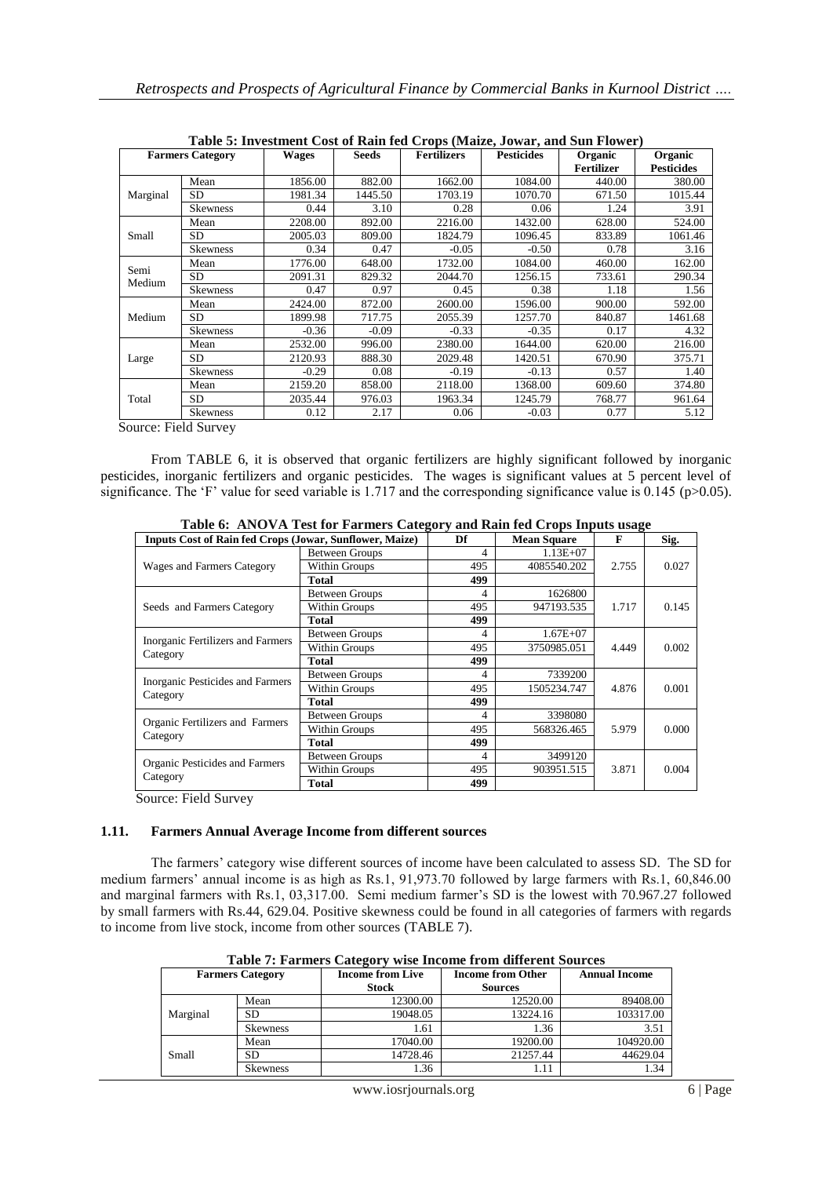**Table 5: Investment Cost of Rain fed Crops (Maize, Jowar, and Sun Flower)**

| Farmers Category | | Wages | Seeds | Fertilizers | Pesticides | Organic Fertilizer | Organic Pesticides |
|---|---|---|---|---|---|---|---|
| Marginal | Mean | 1856.00 | 882.00 | 1662.00 | 1084.00 | 440.00 | 380.00 |
| | SD | 1981.34 | 1445.50 | 1703.19 | 1070.70 | 671.50 | 1015.44 |
| | Skewness | 0.44 | 3.10 | 0.28 | 0.06 | 1.24 | 3.91 |
| Small | Mean | 2208.00 | 892.00 | 2216.00 | 1432.00 | 628.00 | 524.00 |
| | SD | 2005.03 | 809.00 | 1824.79 | 1096.45 | 833.89 | 1061.46 |
| | Skewness | 0.34 | 0.47 | -0.05 | -0.50 | 0.78 | 3.16 |
| Semi Medium | Mean | 1776.00 | 648.00 | 1732.00 | 1084.00 | 460.00 | 162.00 |
| | SD | 2091.31 | 829.32 | 2044.70 | 1256.15 | 733.61 | 290.34 |
| | Skewness | 0.47 | 0.97 | 0.45 | 0.38 | 1.18 | 1.56 |
| Medium | Mean | 2424.00 | 872.00 | 2600.00 | 1596.00 | 900.00 | 592.00 |
| | SD | 1899.98 | 717.75 | 2055.39 | 1257.70 | 840.87 | 1461.68 |
| | Skewness | -0.36 | -0.09 | -0.33 | -0.35 | 0.17 | 4.32 |
| Large | Mean | 2532.00 | 996.00 | 2380.00 | 1644.00 | 620.00 | 216.00 |
| | SD | 2120.93 | 888.30 | 2029.48 | 1420.51 | 670.90 | 375.71 |
| | Skewness | -0.29 | 0.08 | -0.19 | -0.13 | 0.57 | 1.40 |
| Total | Mean | 2159.20 | 858.00 | 2118.00 | 1368.00 | 609.60 | 374.80 |
| | SD | 2035.44 | 976.03 | 1963.34 | 1245.79 | 768.77 | 961.64 |
| | Skewness | 0.12 | 2.17 | 0.06 | -0.03 | 0.77 | 5.12 |

Source: Field Survey

From TABLE 6, it is observed that organic fertilizers are highly significant followed by inorganic pesticides, inorganic fertilizers and organic pesticides. The wages is significant values at 5 percent level of significance. The 'F' value for seed variable is 1.717 and the corresponding significance value is 0.145 ($p>0.05$).

**Table 6: ANOVA Test for Farmers Category and Rain fed Crops Inputs usage**

| Inputs Cost of Rain fed Crops (Jowar, Sunflower, Maize) | | Df | Mean Square | F | Sig. |
|---|---|---|---|---|---|
| Wages and Farmers Category | Between Groups | 4 | 1.13E+07 | 2.755 | 0.027 |
| | Within Groups | 495 | 4085540.202 | | |
| | **Total** | **499** | | | |
| Seeds and Farmers Category | Between Groups | 4 | 1626800 | 1.717 | 0.145 |
| | Within Groups | 495 | 947193.535 | | |
| | **Total** | **499** | | | |
| Inorganic Fertilizers and Farmers Category | Between Groups | 4 | 1.67E+07 | 4.449 | 0.002 |
| | Within Groups | 495 | 3750985.051 | | |
| | **Total** | **499** | | | |
| Inorganic Pesticides and Farmers Category | Between Groups | 4 | 7339200 | 4.876 | 0.001 |
| | Within Groups | 495 | 1505234.747 | | |
| | **Total** | **499** | | | |
| Organic Fertilizers and Farmers Category | Between Groups | 4 | 3398080 | 5.979 | 0.000 |
| | Within Groups | 495 | 568326.465 | | |
| | **Total** | **499** | | | |
| Organic Pesticides and Farmers Category | Between Groups | 4 | 3499120 | 3.871 | 0.004 |
| | Within Groups | 495 | 903951.515 | | |
| | **Total** | **499** | | | |

Source: Field Survey

### 1.11. Farmers Annual Average Income from different sources

The farmers' category wise different sources of income have been calculated to assess SD. The SD for medium farmers' annual income is as high as Rs.1, 91,973.70 followed by large farmers with Rs.1, 60,846.00 and marginal farmers with Rs.1, 03,317.00. Semi medium farmer's SD is the lowest with 70.967.27 followed by small farmers with Rs.44, 629.04. Positive skewness could be found in all categories of farmers with regards to income from live stock, income from other sources (TABLE 7).

**Table 7: Farmers Category wise Income from different Sources**

| Farmers Category | | Income from Live Stock | Income from Other Sources | Annual Income |
|---|---|---|---|---|
| Marginal | Mean | 12300.00 | 12520.00 | 89408.00 |
| | SD | 19048.05 | 13224.16 | 103317.00 |
| | Skewness | 1.61 | 1.36 | 3.51 |
| Small | Mean | 17040.00 | 19200.00 | 104920.00 |
| | SD | 14728.46 | 21257.44 | 44629.04 |
| | Skewness | 1.36 | 1.11 | 1.34 |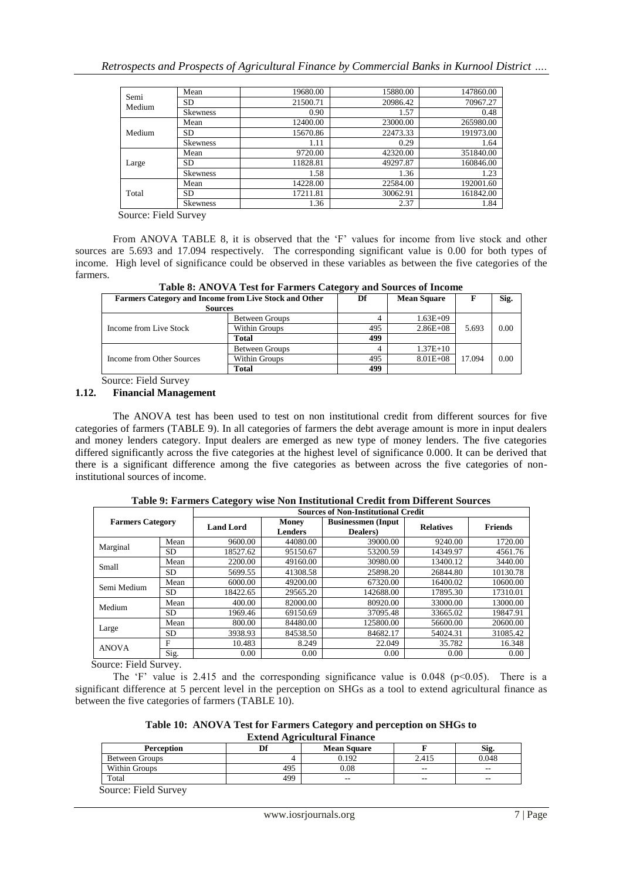| | | | | |
|---|---|---|---|---|
| Semi Medium | Mean | 19680.00 | 15880.00 | 147860.00 |
| | SD | 21500.71 | 20986.42 | 70967.27 |
| | Skewness | 0.90 | 1.57 | 0.48 |
| Medium | Mean | 12400.00 | 23000.00 | 265980.00 |
| | SD | 15670.86 | 22473.33 | 191973.00 |
| | Skewness | 1.11 | 0.29 | 1.64 |
| Large | Mean | 9720.00 | 42320.00 | 351840.00 |
| | SD | 11828.81 | 49297.87 | 160846.00 |
| | Skewness | 1.58 | 1.36 | 1.23 |
| Total | Mean | 14228.00 | 22584.00 | 192001.60 |
| | SD | 17211.81 | 30062.91 | 161842.00 |
| | Skewness | 1.36 | 2.37 | 1.84 |

Source: Field Survey

From ANOVA TABLE 8, it is observed that the 'F' values for income from live stock and other sources are 5.693 and 17.094 respectively. The corresponding significant value is 0.00 for both types of income. High level of significance could be observed in these variables as between the five categories of the farmers.

**Table 8: ANOVA Test for Farmers Category and Sources of Income**

| Farmers Category and Income from Live Stock and Other Sources | | Df | Mean Square | F | Sig. |
|---|---|---|---|---|---|
| Income from Live Stock | Between Groups | 4 | 1.63E+09 | 5.693 | 0.00 |
| | Within Groups | 495 | 2.86E+08 | | |
| | **Total** | **499** | | | |
| Income from Other Sources | Between Groups | 4 | 1.37E+10 | 17.094 | 0.00 |
| | Within Groups | 495 | 8.01E+08 | | |
| | **Total** | **499** | | | |

Source: Field Survey

### 1.12. Financial Management

The ANOVA test has been used to test on non institutional credit from different sources for five categories of farmers (TABLE 9). In all categories of farmers the debt average amount is more in input dealers and money lenders category. Input dealers are emerged as new type of money lenders. The five categories differed significantly across the five categories at the highest level of significance 0.000. It can be derived that there is a significant difference among the five categories as between across the five categories of non-institutional sources of income.

**Table 9: Farmers Category wise Non Institutional Credit from Different Sources**

| Farmers Category | | Sources of Non-Institutional Credit | | | | |
|---|---|---|---|---|---|---|
| | | Land Lord | Money Lenders | Businessmen (Input Dealers) | Relatives | Friends |
| Marginal | Mean | 9600.00 | 44080.00 | 39000.00 | 9240.00 | 1720.00 |
| | SD | 18527.62 | 95150.67 | 53200.59 | 14349.97 | 4561.76 |
| Small | Mean | 2200.00 | 49160.00 | 30980.00 | 13400.12 | 3440.00 |
| | SD | 5699.55 | 41308.58 | 25898.20 | 26844.80 | 10130.78 |
| Semi Medium | Mean | 6000.00 | 49200.00 | 67320.00 | 16400.02 | 10600.00 |
| | SD | 18422.65 | 29565.20 | 142688.00 | 17895.30 | 17310.01 |
| Medium | Mean | 400.00 | 82000.00 | 80920.00 | 33000.00 | 13000.00 |
| | SD | 1969.46 | 69150.69 | 37095.48 | 33665.02 | 19847.91 |
| Large | Mean | 800.00 | 84480.00 | 125800.00 | 56600.00 | 20600.00 |
| | SD | 3938.93 | 84538.50 | 84682.17 | 54024.31 | 31085.42 |
| ANOVA | F | 10.483 | 8.249 | 22.049 | 35.782 | 16.348 |
| | Sig. | 0.00 | 0.00 | 0.00 | 0.00 | 0.00 |

Source: Field Survey.

The 'F' value is 2.415 and the corresponding significance value is 0.048 ($p<0.05$). There is a significant difference at 5 percent level in the perception on SHGs as a tool to extend agricultural finance as between the five categories of farmers (TABLE 10).

**Table 10: ANOVA Test for Farmers Category and perception on SHGs to Extend Agricultural Finance**

| Perception | Df | Mean Square | F | Sig. |
|---|---|---|---|---|
| Between Groups | 4 | 0.192 | 2.415 | 0.048 |
| Within Groups | 495 | 0.08 | -- | -- |
| Total | 499 | -- | -- | -- |

Source: Field Survey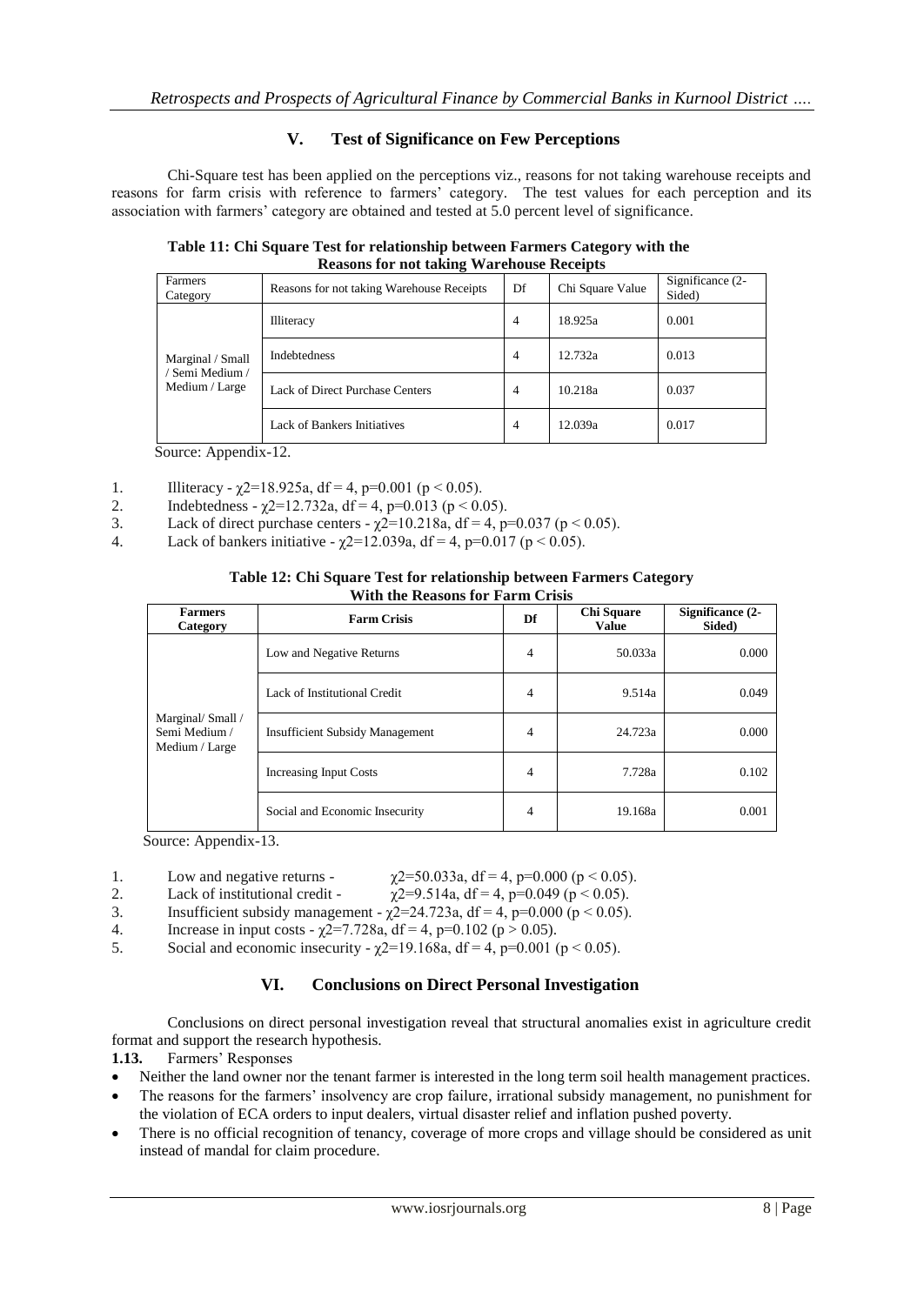## V. Test of Significance on Few Perceptions

Chi-Square test has been applied on the perceptions viz., reasons for not taking warehouse receipts and reasons for farm crisis with reference to farmers' category. The test values for each perception and its association with farmers' category are obtained and tested at 5.0 percent level of significance.

**Table 11: Chi Square Test for relationship between Farmers Category with the Reasons for not taking Warehouse Receipts**

| Farmers Category | Reasons for not taking Warehouse Receipts | Df | Chi Square Value | Significance (2-Sided) |
|---|---|---|---|---|
| Marginal / Small / Semi Medium / Medium / Large | Illiteracy | 4 | 18.925a | 0.001 |
| | Indebtedness | 4 | 12.732a | 0.013 |
| | Lack of Direct Purchase Centers | 4 | 10.218a | 0.037 |
| | Lack of Bankers Initiatives | 4 | 12.039a | 0.017 |

Source: Appendix-12.

1. Illiteracy - $\chi 2$=18.925a, df = 4, p=0.001 ($p < 0.05$).
2. Indebtedness - $\chi 2$=12.732a, df = 4, p=0.013 ($p < 0.05$).
3. Lack of direct purchase centers - $\chi 2$=10.218a, df = 4, p=0.037 ($p < 0.05$).
4. Lack of bankers initiative - $\chi 2$=12.039a, df = 4, p=0.017 ($p < 0.05$).

**Table 12: Chi Square Test for relationship between Farmers Category With the Reasons for Farm Crisis**

| Farmers Category | Farm Crisis | Df | Chi Square Value | Significance (2-Sided) |
|---|---|---|---|---|
| Marginal/ Small / Semi Medium / Medium / Large | Low and Negative Returns | 4 | 50.033a | 0.000 |
| | Lack of Institutional Credit | 4 | 9.514a | 0.049 |
| | Insufficient Subsidy Management | 4 | 24.723a | 0.000 |
| | Increasing Input Costs | 4 | 7.728a | 0.102 |
| | Social and Economic Insecurity | 4 | 19.168a | 0.001 |

Source: Appendix-13.

1. Low and negative returns - $\chi 2$=50.033a, df = 4, p=0.000 ($p < 0.05$).
2. Lack of institutional credit - $\chi 2$=9.514a, df = 4, p=0.049 ($p < 0.05$).
3. Insufficient subsidy management - $\chi 2$=24.723a, df = 4, p=0.000 ($p < 0.05$).
4. Increase in input costs - $\chi 2$=7.728a, df = 4, p=0.102 ($p > 0.05$).
5. Social and economic insecurity - $\chi 2$=19.168a, df = 4, p=0.001 ($p < 0.05$).

## VI. Conclusions on Direct Personal Investigation

Conclusions on direct personal investigation reveal that structural anomalies exist in agriculture credit format and support the research hypothesis.

**1.13.** Farmers' Responses

- Neither the land owner nor the tenant farmer is interested in the long term soil health management practices.
- The reasons for the farmers' insolvency are crop failure, irrational subsidy management, no punishment for the violation of ECA orders to input dealers, virtual disaster relief and inflation pushed poverty.
- There is no official recognition of tenancy, coverage of more crops and village should be considered as unit instead of mandal for claim procedure.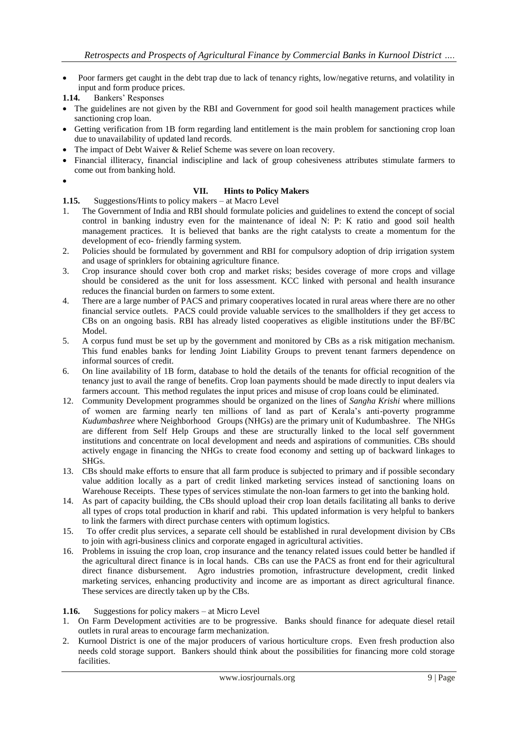- Poor farmers get caught in the debt trap due to lack of tenancy rights, low/negative returns, and volatility in input and form produce prices.

**1.14.** Bankers' Responses

- The guidelines are not given by the RBI and Government for good soil health management practices while sanctioning crop loan.
- Getting verification from 1B form regarding land entitlement is the main problem for sanctioning crop loan due to unavailability of updated land records.
- The impact of Debt Waiver & Relief Scheme was severe on loan recovery.
- Financial illiteracy, financial indiscipline and lack of group cohesiveness attributes stimulate farmers to come out from banking hold.

## VII. Hints to Policy Makers

**1.15.** Suggestions/Hints to policy makers – at Macro Level

1. The Government of India and RBI should formulate policies and guidelines to extend the concept of social control in banking industry even for the maintenance of ideal N: P: K ratio and good soil health management practices. It is believed that banks are the right catalysts to create a momentum for the development of eco- friendly farming system.
2. Policies should be formulated by government and RBI for compulsory adoption of drip irrigation system and usage of sprinklers for obtaining agriculture finance.
3. Crop insurance should cover both crop and market risks; besides coverage of more crops and village should be considered as the unit for loss assessment. KCC linked with personal and health insurance reduces the financial burden on farmers to some extent.
4. There are a large number of PACS and primary cooperatives located in rural areas where there are no other financial service outlets. PACS could provide valuable services to the smallholders if they get access to CBs on an ongoing basis. RBI has already listed cooperatives as eligible institutions under the BF/BC Model.
5. A corpus fund must be set up by the government and monitored by CBs as a risk mitigation mechanism. This fund enables banks for lending Joint Liability Groups to prevent tenant farmers dependence on informal sources of credit.
6. On line availability of 1B form, database to hold the details of the tenants for official recognition of the tenancy just to avail the range of benefits. Crop loan payments should be made directly to input dealers via farmers account. This method regulates the input prices and misuse of crop loans could be eliminated.

12. Community Development programmes should be organized on the lines of *Sangha Krishi* where millions of women are farming nearly ten millions of land as part of Kerala's anti-poverty programme *Kudumbashree* where Neighborhood Groups (NHGs) are the primary unit of Kudumbashree. The NHGs are different from Self Help Groups and these are structurally linked to the local self government institutions and concentrate on local development and needs and aspirations of communities. CBs should actively engage in financing the NHGs to create food economy and setting up of backward linkages to SHGs.
13. CBs should make efforts to ensure that all farm produce is subjected to primary and if possible secondary value addition locally as a part of credit linked marketing services instead of sanctioning loans on Warehouse Receipts. These types of services stimulate the non-loan farmers to get into the banking hold.
14. As part of capacity building, the CBs should upload their crop loan details facilitating all banks to derive all types of crops total production in kharif and rabi. This updated information is very helpful to bankers to link the farmers with direct purchase centers with optimum logistics.
15. To offer credit plus services, a separate cell should be established in rural development division by CBs to join with agri-business clinics and corporate engaged in agricultural activities.
16. Problems in issuing the crop loan, crop insurance and the tenancy related issues could better be handled if the agricultural direct finance is in local hands. CBs can use the PACS as front end for their agricultural direct finance disbursement. Agro industries promotion, infrastructure development, credit linked marketing services, enhancing productivity and income are as important as direct agricultural finance. These services are directly taken up by the CBs.

**1.16.** Suggestions for policy makers – at Micro Level

1. On Farm Development activities are to be progressive. Banks should finance for adequate diesel retail outlets in rural areas to encourage farm mechanization.
2. Kurnool District is one of the major producers of various horticulture crops. Even fresh production also needs cold storage support. Bankers should think about the possibilities for financing more cold storage facilities.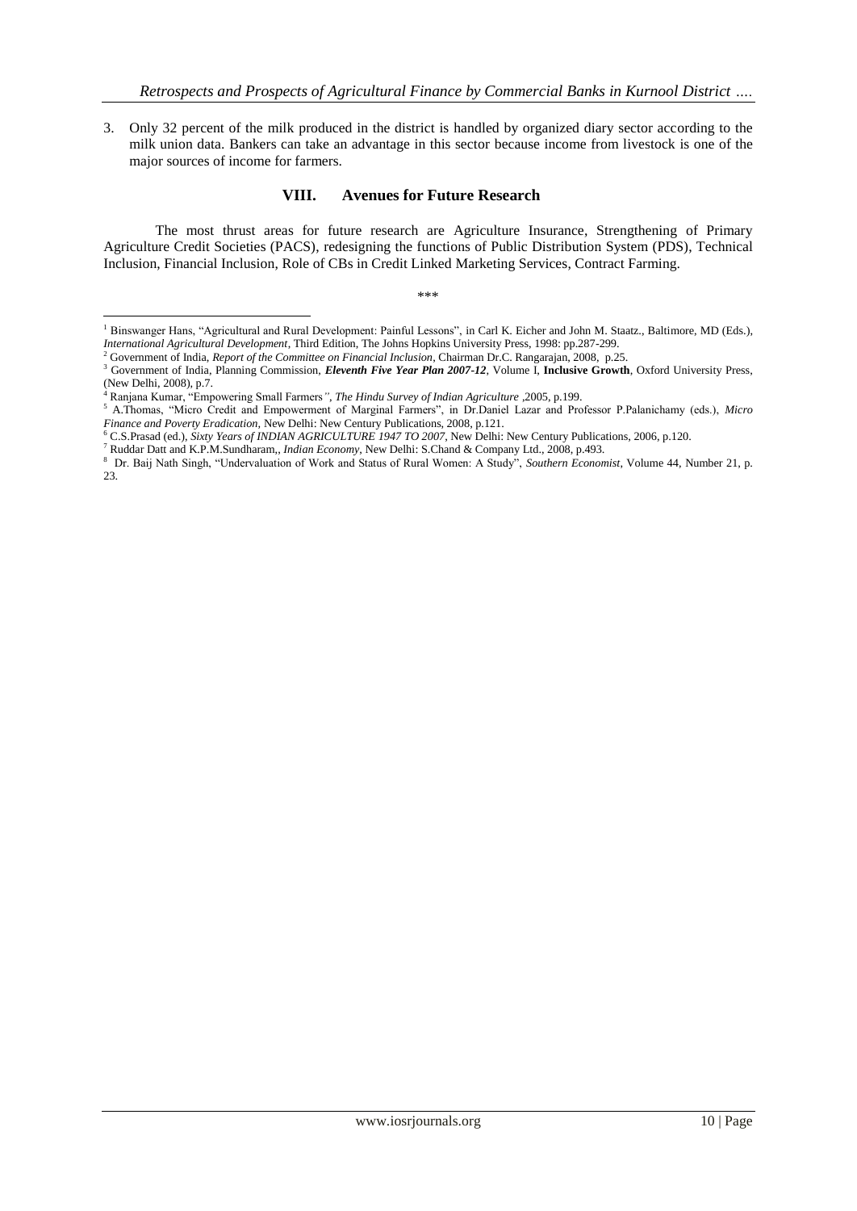3. Only 32 percent of the milk produced in the district is handled by organized diary sector according to the milk union data. Bankers can take an advantage in this sector because income from livestock is one of the major sources of income for farmers.

## VIII. Avenues for Future Research

The most thrust areas for future research are Agriculture Insurance, Strengthening of Primary Agriculture Credit Societies (PACS), redesigning the functions of Public Distribution System (PDS), Technical Inclusion, Financial Inclusion, Role of CBs in Credit Linked Marketing Services, Contract Farming.

\*\*\*

---

[1] Binswanger Hans, "Agricultural and Rural Development: Painful Lessons", in Carl K. Eicher and John M. Staatz., Baltimore, MD (Eds.), *International Agricultural Development*, Third Edition, The Johns Hopkins University Press, 1998: pp.287-299.

[2] Government of India, *Report of the Committee on Financial Inclusion*, Chairman Dr.C. Rangarajan, 2008, p.25.

[3] Government of India, Planning Commission, ***Eleventh Five Year Plan 2007-12***, Volume I, **Inclusive Growth**, Oxford University Press, (New Delhi, 2008), p.7.

[4] Ranjana Kumar, "Empowering Small Farmers*"*, *The Hindu Survey of Indian Agriculture* ,2005, p.199.

[5] A.Thomas, "Micro Credit and Empowerment of Marginal Farmers", in Dr.Daniel Lazar and Professor P.Palanichamy (eds.), *Micro Finance and Poverty Eradication*, New Delhi: New Century Publications, 2008, p.121.

[6] C.S.Prasad (ed.), *Sixty Years of INDIAN AGRICULTURE 1947 TO 2007*, New Delhi: New Century Publications, 2006, p.120.

[7] Ruddar Datt and K.P.M.Sundharam,, *Indian Economy*, New Delhi: S.Chand & Company Ltd., 2008, p.493.

[8] Dr. Baij Nath Singh, "Undervaluation of Work and Status of Rural Women: A Study", *Southern Economist*, Volume 44, Number 21, p. 23.